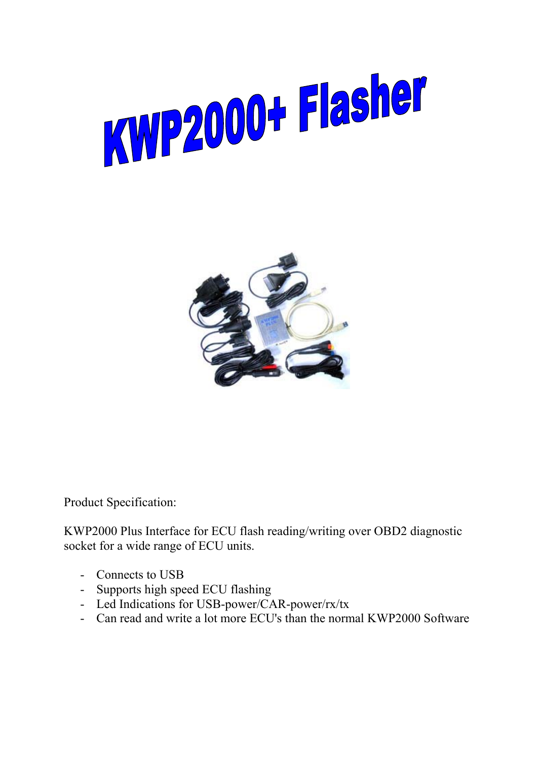# KWP2000+ Flasher

Product Specification:

KWP2000 Plus Interface for ECU flash reading/writing over OBD2 diagnostic socket for a wide range of ECU units.

- Connects to USB
- Supports high speed ECU flashing
- Led Indications for USB-power/CAR-power/rx/tx
- Can read and write a lot more ECU's than the normal KWP2000 Software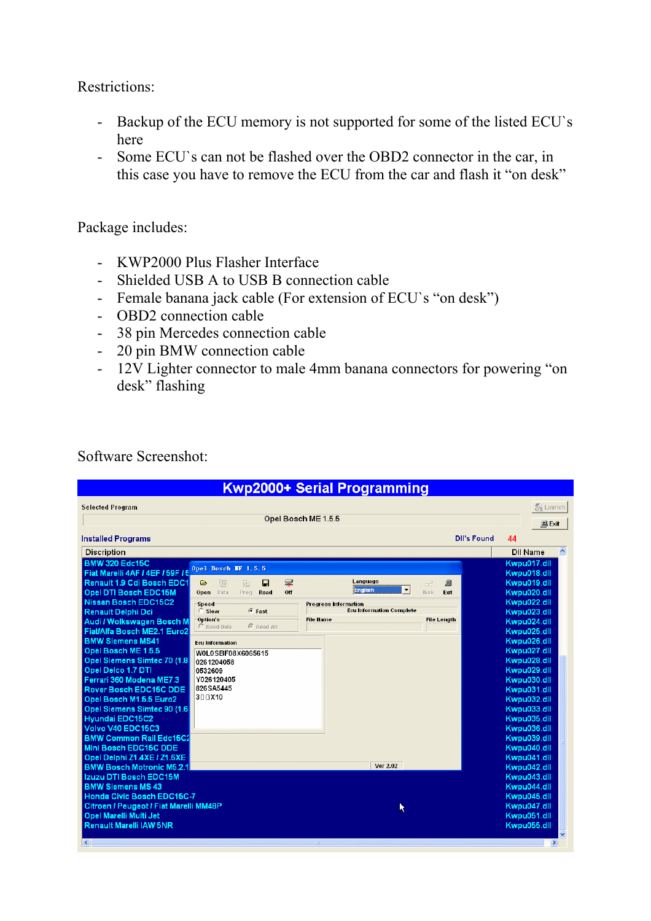Restrictions:

- Backup of the ECU memory is not supported for some of the listed ECU`s here
- Some ECU`s can not be flashed over the OBD2 connector in the car, in this case you have to remove the ECU from the car and flash it "on desk"

Package includes:

- KWP2000 Plus Flasher Interface
- Shielded USB A to USB B connection cable
- Female banana jack cable (For extension of ECU`s "on desk")
- OBD2 connection cable
- 38 pin Mercedes connection cable
- 20 pin BMW connection cable
- 12V Lighter connector to male 4mm banana connectors for powering "on desk" flashing

Software Screenshot: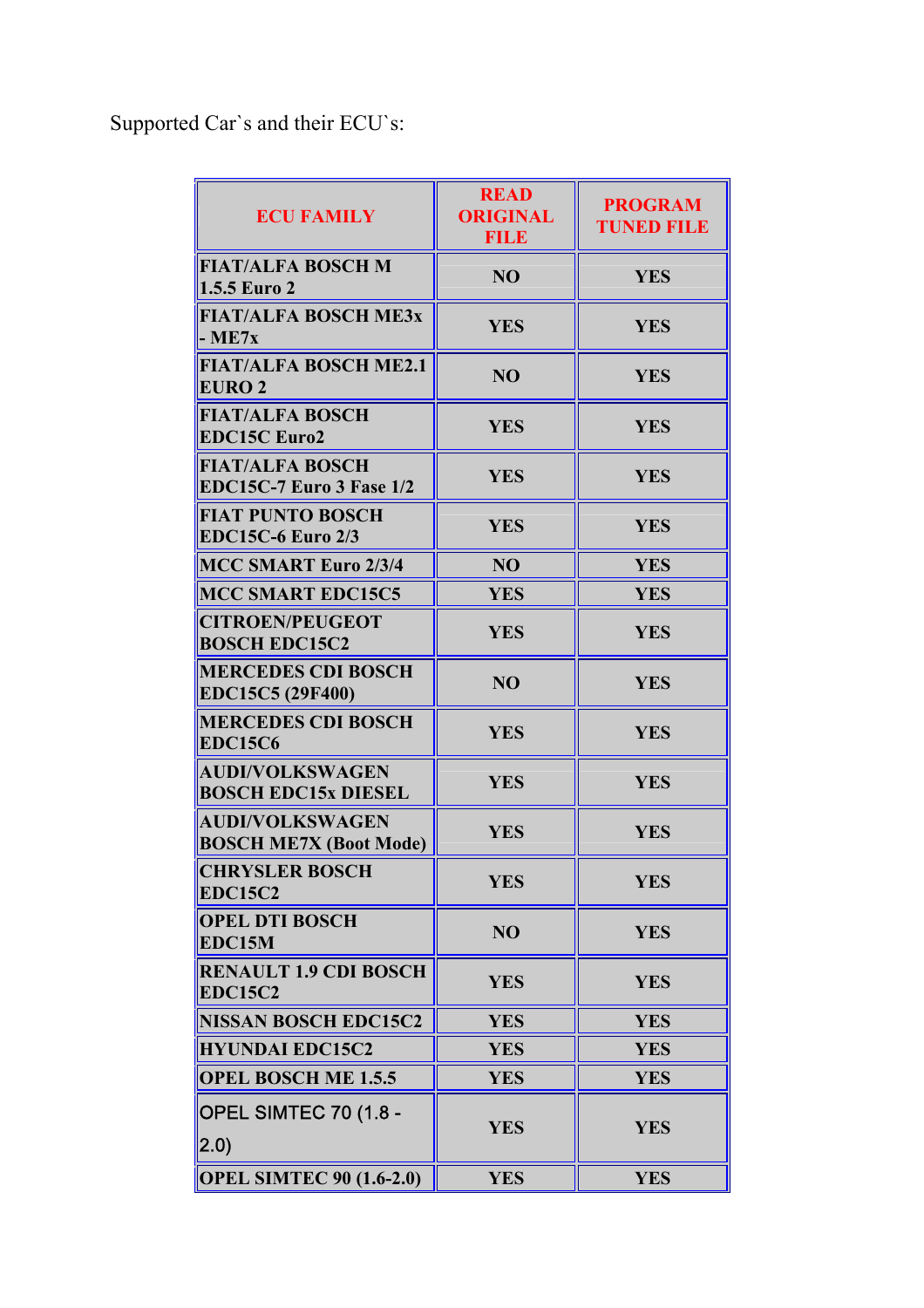Supported Car`s and their ECU`s:

| ECU FAMILY | READ ORIGINAL FILE | PROGRAM TUNED FILE |
|---|---|---|
| FIAT/ALFA BOSCH M 1.5.5 Euro 2 | NO | YES |
| FIAT/ALFA BOSCH ME3x - ME7x | YES | YES |
| FIAT/ALFA BOSCH ME2.1 EURO 2 | NO | YES |
| FIAT/ALFA BOSCH EDC15C Euro2 | YES | YES |
| FIAT/ALFA BOSCH EDC15C-7 Euro 3 Fase 1/2 | YES | YES |
| FIAT PUNTO BOSCH EDC15C-6 Euro 2/3 | YES | YES |
| MCC SMART Euro 2/3/4 | NO | YES |
| MCC SMART EDC15C5 | YES | YES |
| CITROEN/PEUGEOT BOSCH EDC15C2 | YES | YES |
| MERCEDES CDI BOSCH EDC15C5 (29F400) | NO | YES |
| MERCEDES CDI BOSCH EDC15C6 | YES | YES |
| AUDI/VOLKSWAGEN BOSCH EDC15x DIESEL | YES | YES |
| AUDI/VOLKSWAGEN BOSCH ME7X (Boot Mode) | YES | YES |
| CHRYSLER BOSCH EDC15C2 | YES | YES |
| OPEL DTI BOSCH EDC15M | NO | YES |
| RENAULT 1.9 CDI BOSCH EDC15C2 | YES | YES |
| NISSAN BOSCH EDC15C2 | YES | YES |
| HYUNDAI EDC15C2 | YES | YES |
| OPEL BOSCH ME 1.5.5 | YES | YES |
| OPEL SIMTEC 70 (1.8 - 2.0) | YES | YES |
| OPEL SIMTEC 90 (1.6-2.0) | YES | YES |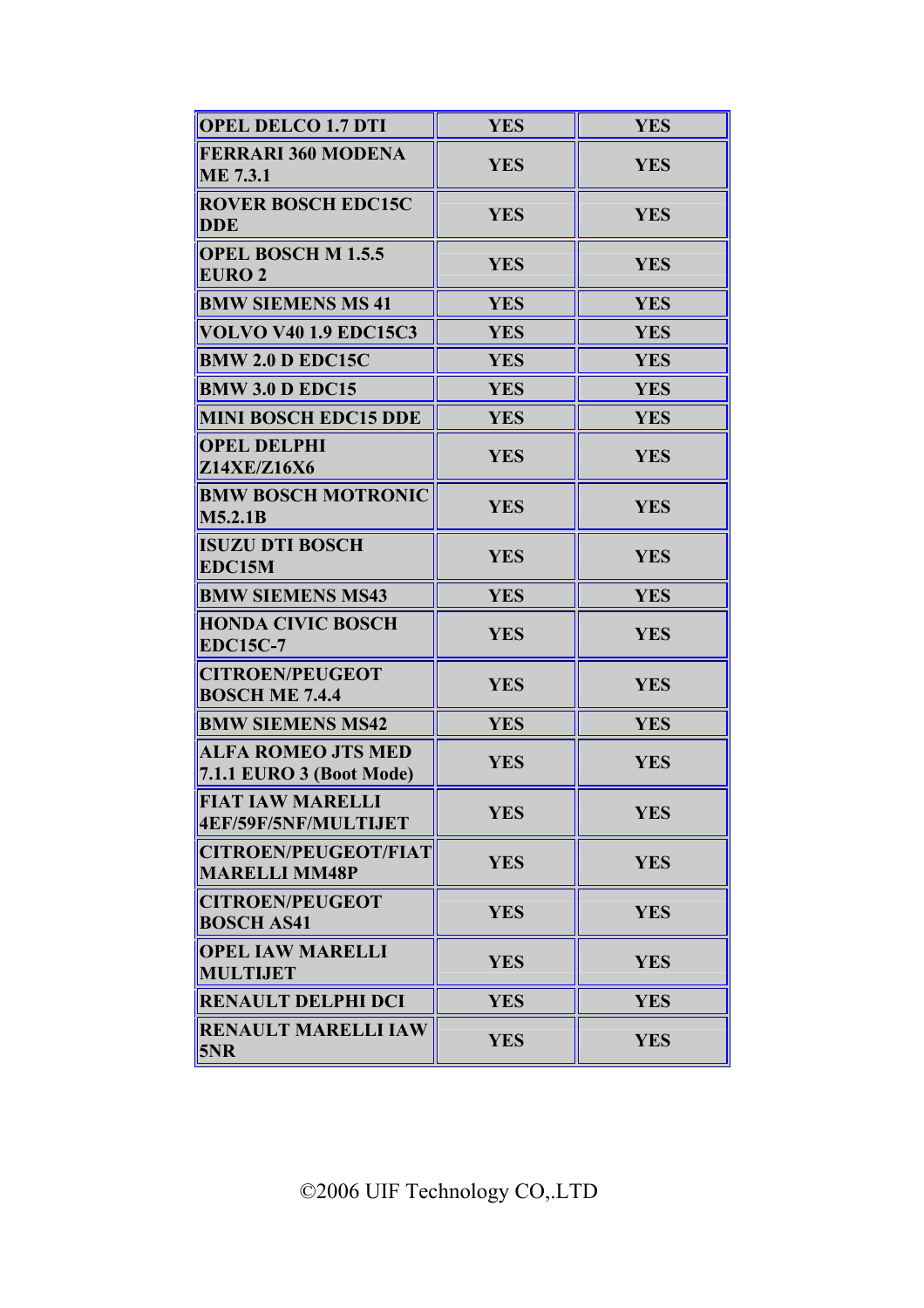| | | |
|---|---|---|
| **OPEL DELCO 1.7 DTI** | **YES** | **YES** |
| **FERRARI 360 MODENA ME 7.3.1** | **YES** | **YES** |
| **ROVER BOSCH EDC15C DDE** | **YES** | **YES** |
| **OPEL BOSCH M 1.5.5 EURO 2** | **YES** | **YES** |
| **BMW SIEMENS MS 41** | **YES** | **YES** |
| **VOLVO V40 1.9 EDC15C3** | **YES** | **YES** |
| **BMW 2.0 D EDC15C** | **YES** | **YES** |
| **BMW 3.0 D EDC15** | **YES** | **YES** |
| **MINI BOSCH EDC15 DDE** | **YES** | **YES** |
| **OPEL DELPHI Z14XE/Z16X6** | **YES** | **YES** |
| **BMW BOSCH MOTRONIC M5.2.1B** | **YES** | **YES** |
| **ISUZU DTI BOSCH EDC15M** | **YES** | **YES** |
| **BMW SIEMENS MS43** | **YES** | **YES** |
| **HONDA CIVIC BOSCH EDC15C-7** | **YES** | **YES** |
| **CITROEN/PEUGEOT BOSCH ME 7.4.4** | **YES** | **YES** |
| **BMW SIEMENS MS42** | **YES** | **YES** |
| **ALFA ROMEO JTS MED 7.1.1 EURO 3 (Boot Mode)** | **YES** | **YES** |
| **FIAT IAW MARELLI 4EF/59F/5NF/MULTIJET** | **YES** | **YES** |
| **CITROEN/PEUGEOT/FIAT MARELLI MM48P** | **YES** | **YES** |
| **CITROEN/PEUGEOT BOSCH AS41** | **YES** | **YES** |
| **OPEL IAW MARELLI MULTIJET** | **YES** | **YES** |
| **RENAULT DELPHI DCI** | **YES** | **YES** |
| **RENAULT MARELLI IAW 5NR** | **YES** | **YES** |

©2006 UIF Technology CO,.LTD